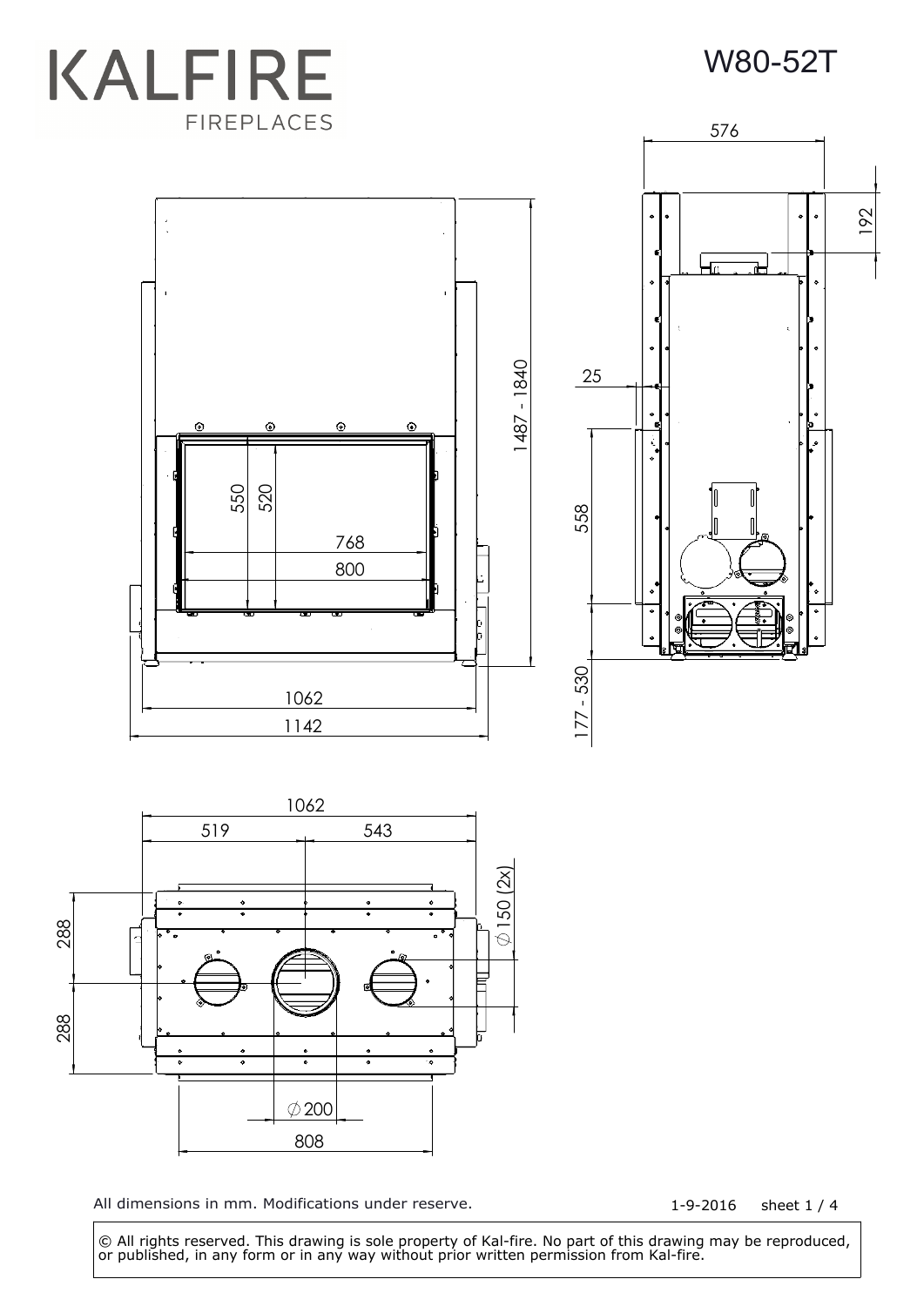# KALFIRE FIREPLACES

W80-52T

576

192

25

558

177 - 530

1487 - 1840

550

520

768

800

1062

1142

1062

519

543

288

288

⌀150 (2x)

⌀200

808

All dimensions in mm. Modifications under reserve.

1-9-2016 sheet 1 / 4

© All rights reserved. This drawing is sole property of Kal-fire. No part of this drawing may be reproduced, or published, in any form or in any way without prior written permission from Kal-fire.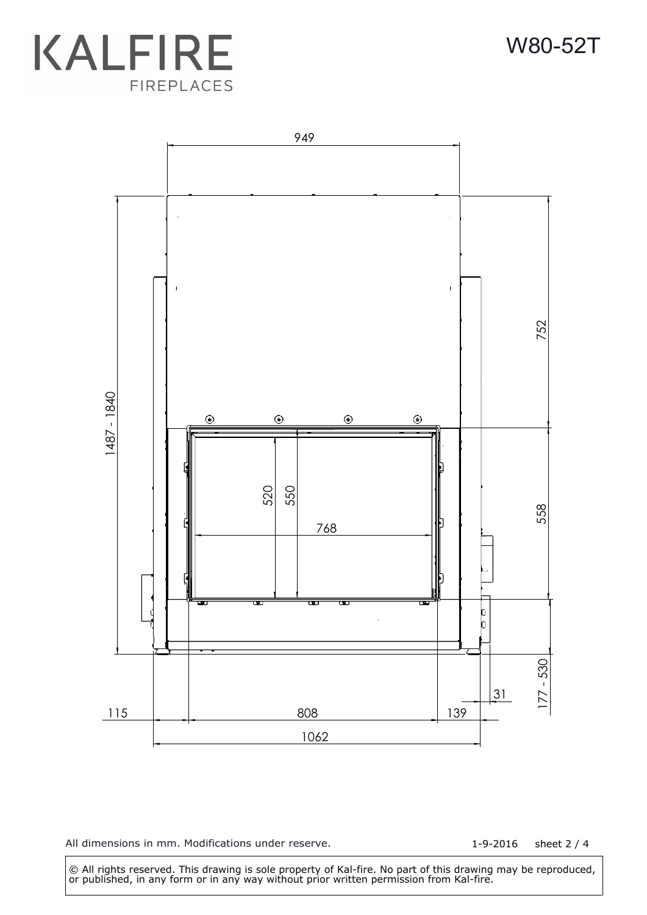KALFIRE FIREPLACES

# W80-52T

949

752

1487 - 1840

520

550

768

558

177 - 530

31

115

808

139

1062

All dimensions in mm. Modifications under reserve.

1-9-2016 sheet 2 / 4

© All rights reserved. This drawing is sole property of Kal-fire. No part of this drawing may be reproduced, or published, in any form or in any way without prior written permission from Kal-fire.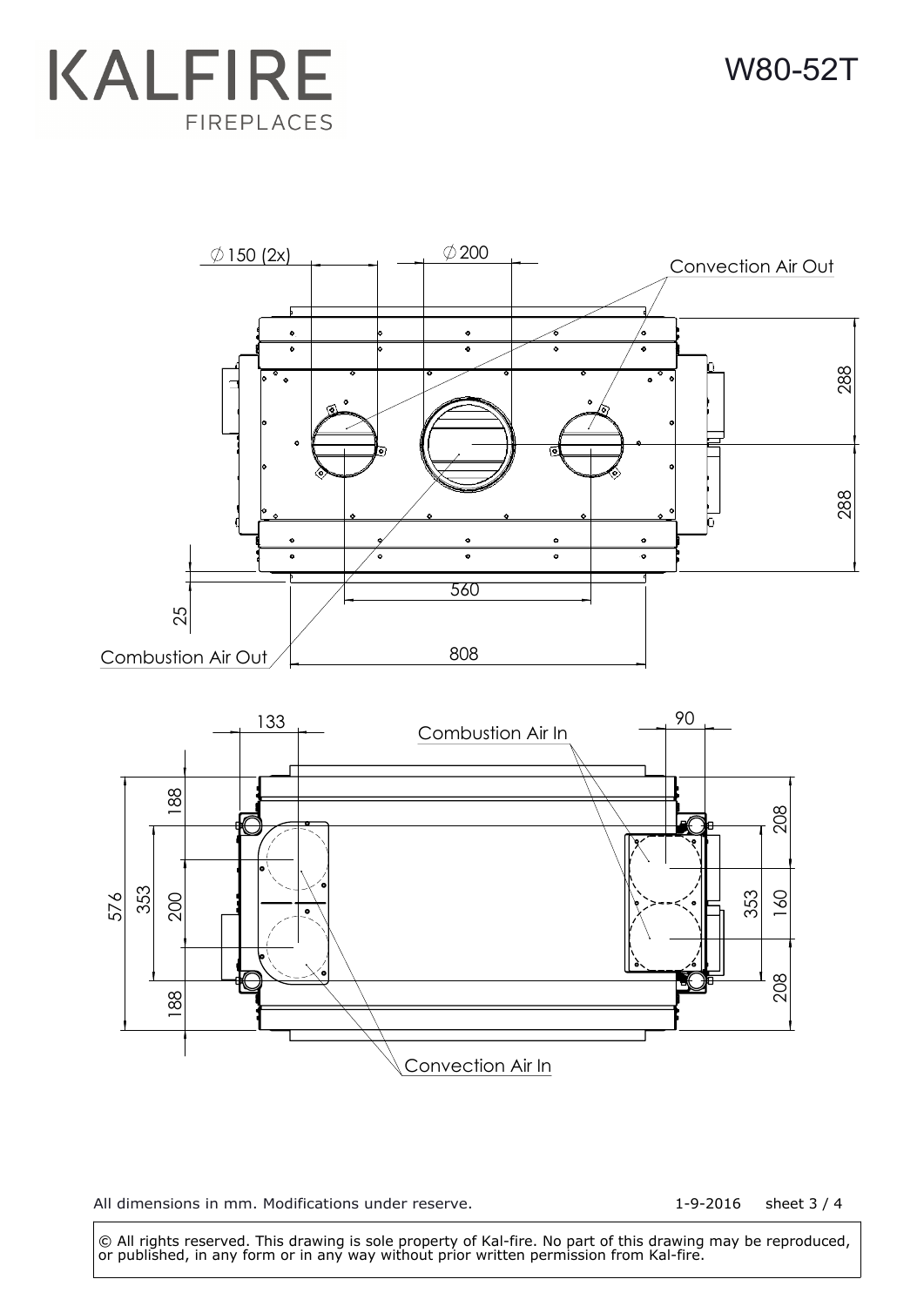# KALFIRE

FIREPLACES

W80-52T

∅150 (2x)

∅200

Convection Air Out

288

288

25

560

Combustion Air Out

808

133

Combustion Air In

90

576

188

353

200

188

208

353

160

208

Convection Air In

All dimensions in mm. Modifications under reserve.

1-9-2016 sheet 3 / 4

© All rights reserved. This drawing is sole property of Kal-fire. No part of this drawing may be reproduced, or published, in any form or in any way without prior written permission from Kal-fire.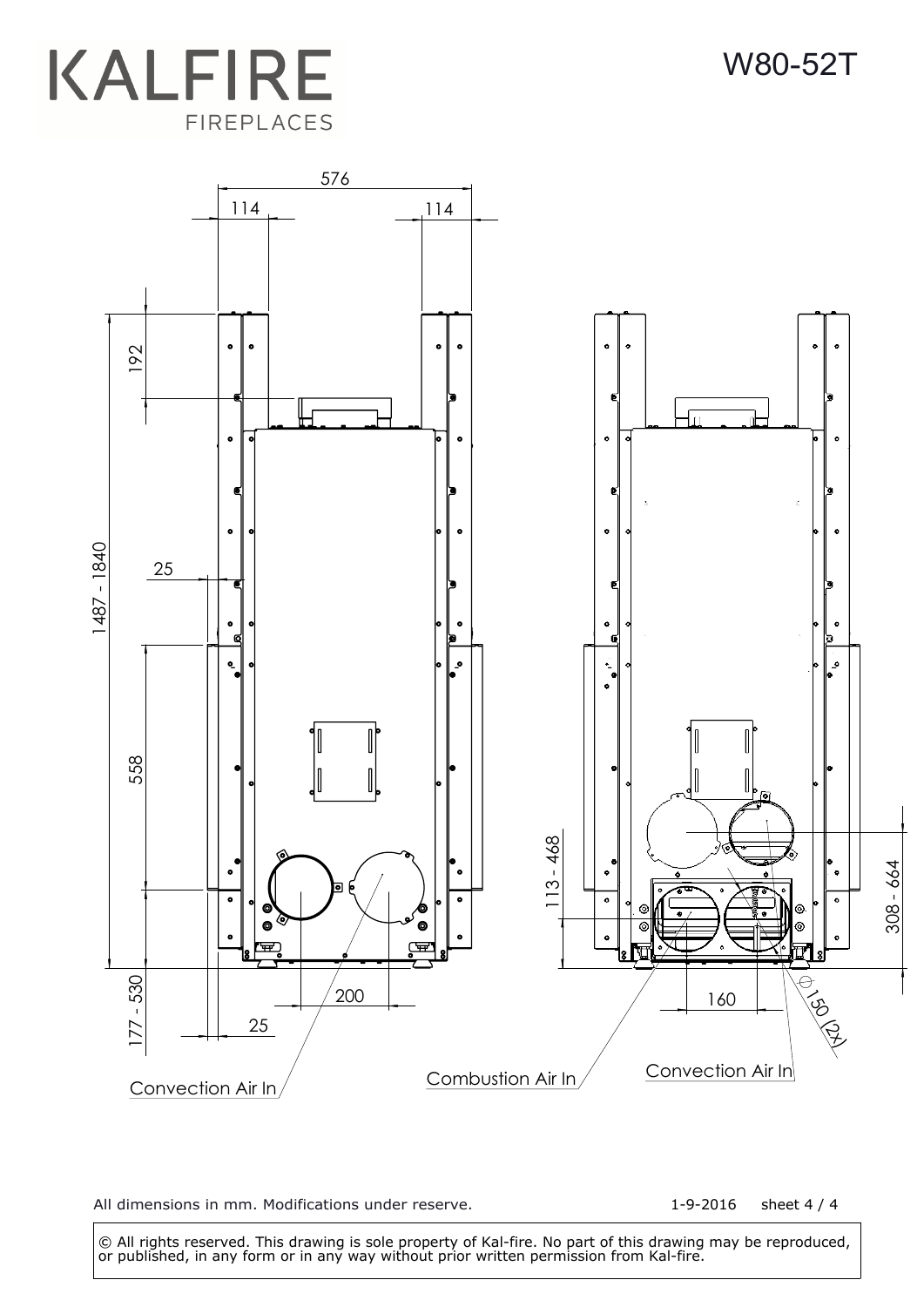KALFIRE
FIREPLACES

W80-52T

576
114
114
192
1487 - 1840
25
558
177 - 530
25
200
Convection Air In
113 - 468
308 - 664
160
Ø150 (2x)
Combustion Air In
Convection Air In

All dimensions in mm. Modifications under reserve.

1-9-2016 sheet 4 / 4

© All rights reserved. This drawing is sole property of Kal-fire. No part of this drawing may be reproduced, or published, in any form or in any way without prior written permission from Kal-fire.